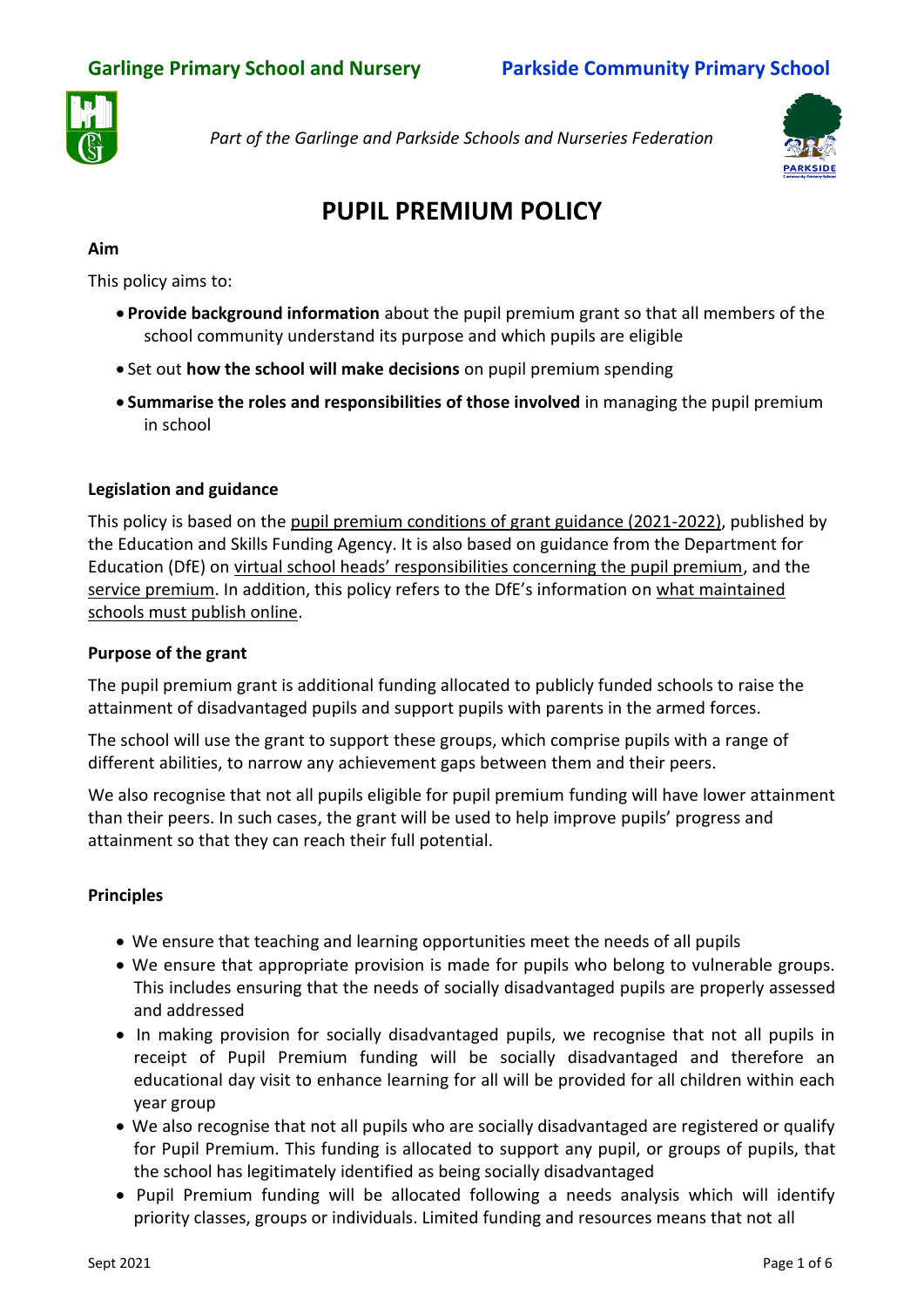**Garlinge Primary School and Nursery** **Parkside Community Primary School**

*Part of the Garlinge and Parkside Schools and Nurseries Federation*

# PUPIL PREMIUM POLICY

**Aim**

This policy aims to:

- **Provide background information** about the pupil premium grant so that all members of the school community understand its purpose and which pupils are eligible
- Set out **how the school will make decisions** on pupil premium spending
- **Summarise the roles and responsibilities of those involved** in managing the pupil premium in school

**Legislation and guidance**

This policy is based on the pupil premium conditions of grant guidance (2021-2022), published by the Education and Skills Funding Agency. It is also based on guidance from the Department for Education (DfE) on virtual school heads' responsibilities concerning the pupil premium, and the service premium. In addition, this policy refers to the DfE's information on what maintained schools must publish online.

**Purpose of the grant**

The pupil premium grant is additional funding allocated to publicly funded schools to raise the attainment of disadvantaged pupils and support pupils with parents in the armed forces.

The school will use the grant to support these groups, which comprise pupils with a range of different abilities, to narrow any achievement gaps between them and their peers.

We also recognise that not all pupils eligible for pupil premium funding will have lower attainment than their peers. In such cases, the grant will be used to help improve pupils' progress and attainment so that they can reach their full potential.

**Principles**

- We ensure that teaching and learning opportunities meet the needs of all pupils
- We ensure that appropriate provision is made for pupils who belong to vulnerable groups. This includes ensuring that the needs of socially disadvantaged pupils are properly assessed and addressed
- In making provision for socially disadvantaged pupils, we recognise that not all pupils in receipt of Pupil Premium funding will be socially disadvantaged and therefore an educational day visit to enhance learning for all will be provided for all children within each year group
- We also recognise that not all pupils who are socially disadvantaged are registered or qualify for Pupil Premium. This funding is allocated to support any pupil, or groups of pupils, that the school has legitimately identified as being socially disadvantaged
- Pupil Premium funding will be allocated following a needs analysis which will identify priority classes, groups or individuals. Limited funding and resources means that not all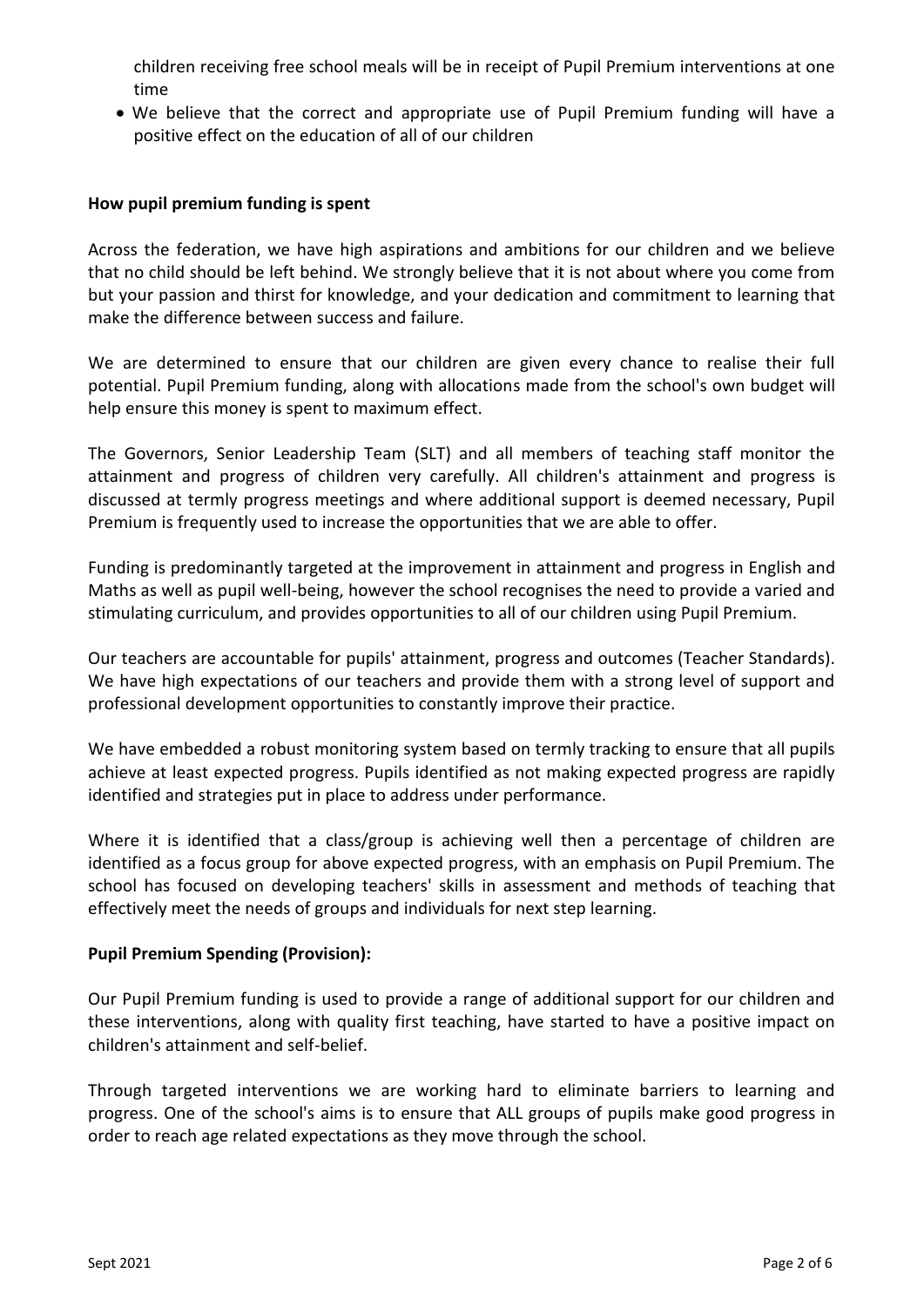children receiving free school meals will be in receipt of Pupil Premium interventions at one time

- We believe that the correct and appropriate use of Pupil Premium funding will have a positive effect on the education of all of our children

**How pupil premium funding is spent**

Across the federation, we have high aspirations and ambitions for our children and we believe that no child should be left behind. We strongly believe that it is not about where you come from but your passion and thirst for knowledge, and your dedication and commitment to learning that make the difference between success and failure.

We are determined to ensure that our children are given every chance to realise their full potential. Pupil Premium funding, along with allocations made from the school's own budget will help ensure this money is spent to maximum effect.

The Governors, Senior Leadership Team (SLT) and all members of teaching staff monitor the attainment and progress of children very carefully. All children's attainment and progress is discussed at termly progress meetings and where additional support is deemed necessary, Pupil Premium is frequently used to increase the opportunities that we are able to offer.

Funding is predominantly targeted at the improvement in attainment and progress in English and Maths as well as pupil well-being, however the school recognises the need to provide a varied and stimulating curriculum, and provides opportunities to all of our children using Pupil Premium.

Our teachers are accountable for pupils' attainment, progress and outcomes (Teacher Standards). We have high expectations of our teachers and provide them with a strong level of support and professional development opportunities to constantly improve their practice.

We have embedded a robust monitoring system based on termly tracking to ensure that all pupils achieve at least expected progress. Pupils identified as not making expected progress are rapidly identified and strategies put in place to address under performance.

Where it is identified that a class/group is achieving well then a percentage of children are identified as a focus group for above expected progress, with an emphasis on Pupil Premium. The school has focused on developing teachers' skills in assessment and methods of teaching that effectively meet the needs of groups and individuals for next step learning.

**Pupil Premium Spending (Provision):**

Our Pupil Premium funding is used to provide a range of additional support for our children and these interventions, along with quality first teaching, have started to have a positive impact on children's attainment and self-belief.

Through targeted interventions we are working hard to eliminate barriers to learning and progress. One of the school's aims is to ensure that ALL groups of pupils make good progress in order to reach age related expectations as they move through the school.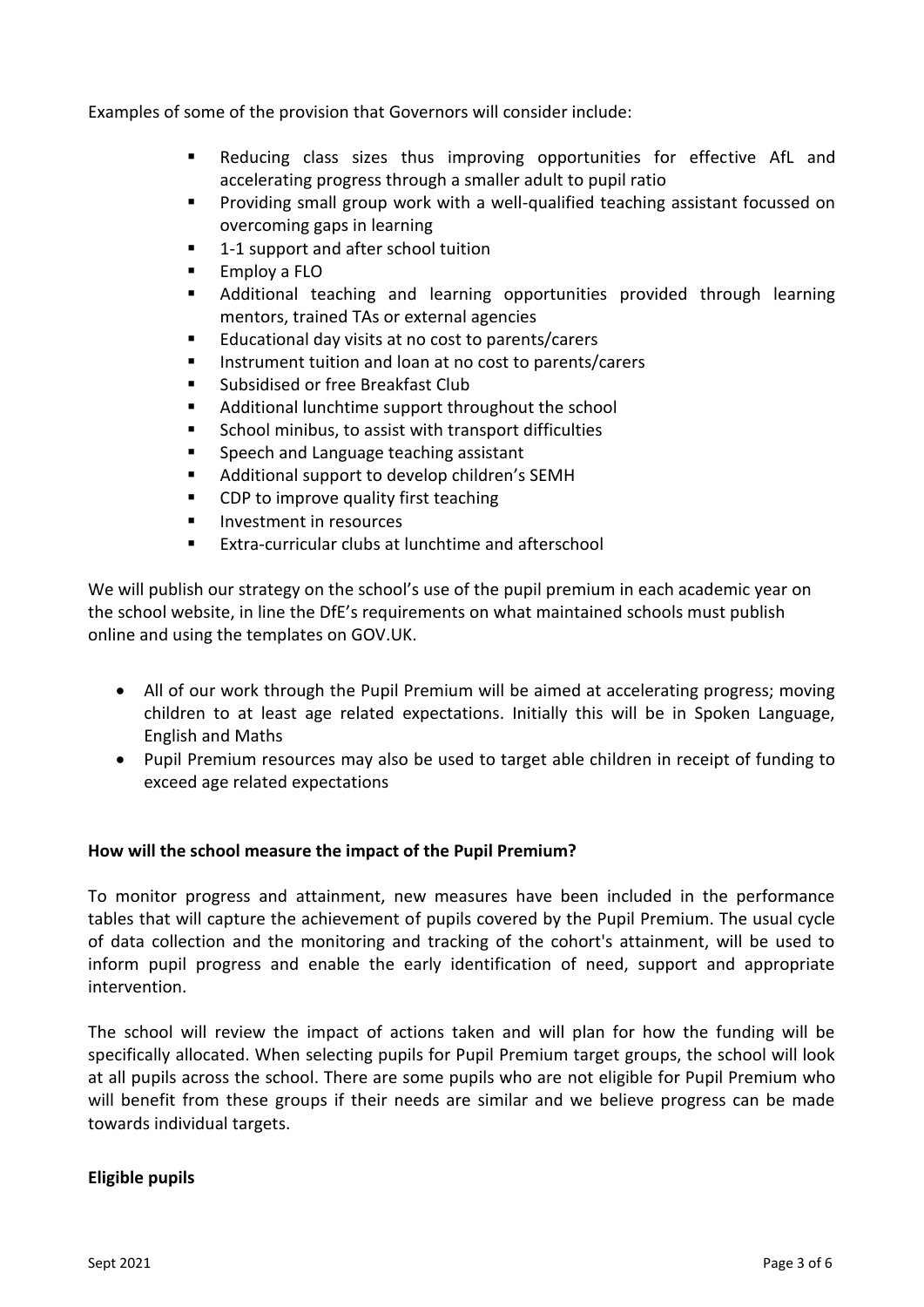Examples of some of the provision that Governors will consider include:

- Reducing class sizes thus improving opportunities for effective AfL and accelerating progress through a smaller adult to pupil ratio
- Providing small group work with a well-qualified teaching assistant focussed on overcoming gaps in learning
- 1-1 support and after school tuition
- Employ a FLO
- Additional teaching and learning opportunities provided through learning mentors, trained TAs or external agencies
- Educational day visits at no cost to parents/carers
- Instrument tuition and loan at no cost to parents/carers
- Subsidised or free Breakfast Club
- Additional lunchtime support throughout the school
- School minibus, to assist with transport difficulties
- Speech and Language teaching assistant
- Additional support to develop children's SEMH
- CDP to improve quality first teaching
- Investment in resources
- Extra-curricular clubs at lunchtime and afterschool

We will publish our strategy on the school's use of the pupil premium in each academic year on the school website, in line the DfE's requirements on what maintained schools must publish online and using the templates on GOV.UK.

- All of our work through the Pupil Premium will be aimed at accelerating progress; moving children to at least age related expectations. Initially this will be in Spoken Language, English and Maths
- Pupil Premium resources may also be used to target able children in receipt of funding to exceed age related expectations

**How will the school measure the impact of the Pupil Premium?**

To monitor progress and attainment, new measures have been included in the performance tables that will capture the achievement of pupils covered by the Pupil Premium. The usual cycle of data collection and the monitoring and tracking of the cohort's attainment, will be used to inform pupil progress and enable the early identification of need, support and appropriate intervention.

The school will review the impact of actions taken and will plan for how the funding will be specifically allocated. When selecting pupils for Pupil Premium target groups, the school will look at all pupils across the school. There are some pupils who are not eligible for Pupil Premium who will benefit from these groups if their needs are similar and we believe progress can be made towards individual targets.

**Eligible pupils**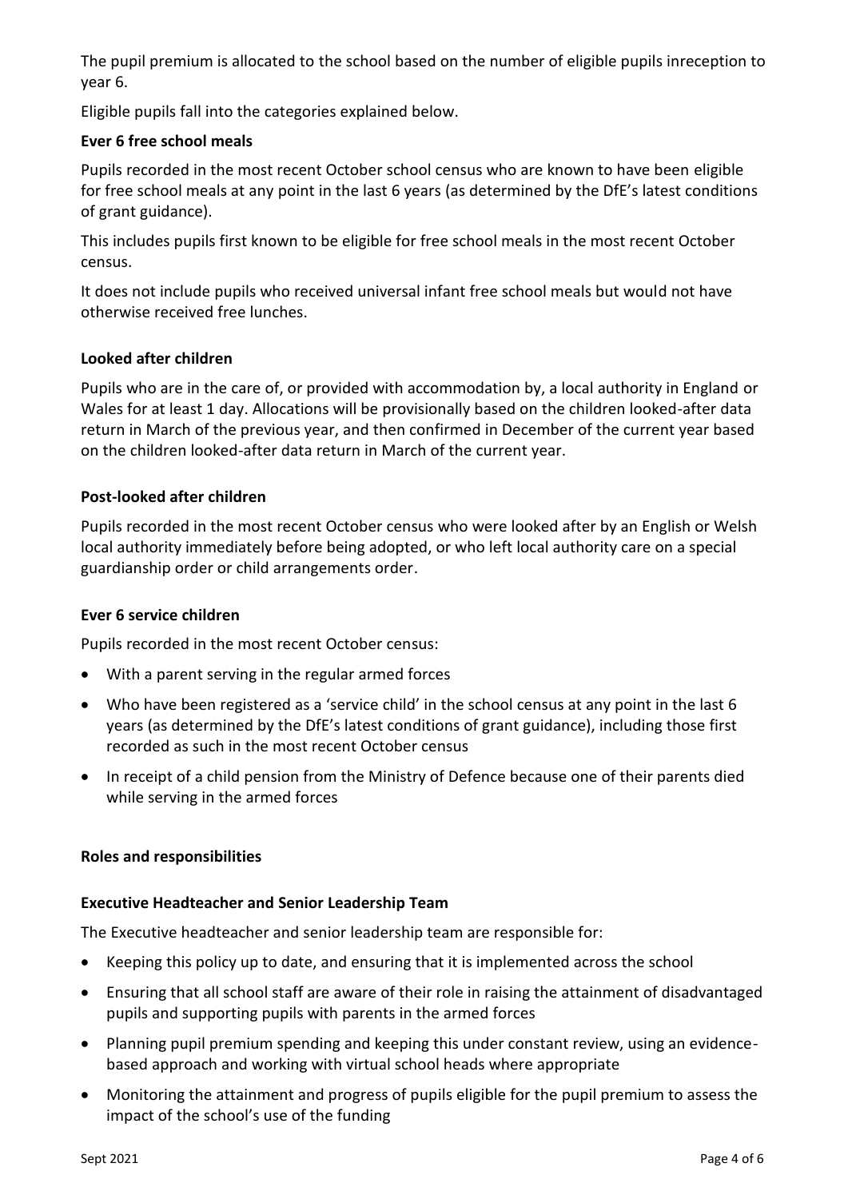The pupil premium is allocated to the school based on the number of eligible pupils inreception to year 6.

Eligible pupils fall into the categories explained below.

**Ever 6 free school meals**

Pupils recorded in the most recent October school census who are known to have been eligible for free school meals at any point in the last 6 years (as determined by the DfE's latest conditions of grant guidance).

This includes pupils first known to be eligible for free school meals in the most recent October census.

It does not include pupils who received universal infant free school meals but would not have otherwise received free lunches.

**Looked after children**

Pupils who are in the care of, or provided with accommodation by, a local authority in England or Wales for at least 1 day. Allocations will be provisionally based on the children looked-after data return in March of the previous year, and then confirmed in December of the current year based on the children looked-after data return in March of the current year.

**Post-looked after children**

Pupils recorded in the most recent October census who were looked after by an English or Welsh local authority immediately before being adopted, or who left local authority care on a special guardianship order or child arrangements order.

**Ever 6 service children**

Pupils recorded in the most recent October census:

- With a parent serving in the regular armed forces
- Who have been registered as a 'service child' in the school census at any point in the last 6 years (as determined by the DfE's latest conditions of grant guidance), including those first recorded as such in the most recent October census
- In receipt of a child pension from the Ministry of Defence because one of their parents died while serving in the armed forces

**Roles and responsibilities**

**Executive Headteacher and Senior Leadership Team**

The Executive headteacher and senior leadership team are responsible for:

- Keeping this policy up to date, and ensuring that it is implemented across the school
- Ensuring that all school staff are aware of their role in raising the attainment of disadvantaged pupils and supporting pupils with parents in the armed forces
- Planning pupil premium spending and keeping this under constant review, using an evidence-based approach and working with virtual school heads where appropriate
- Monitoring the attainment and progress of pupils eligible for the pupil premium to assess the impact of the school's use of the funding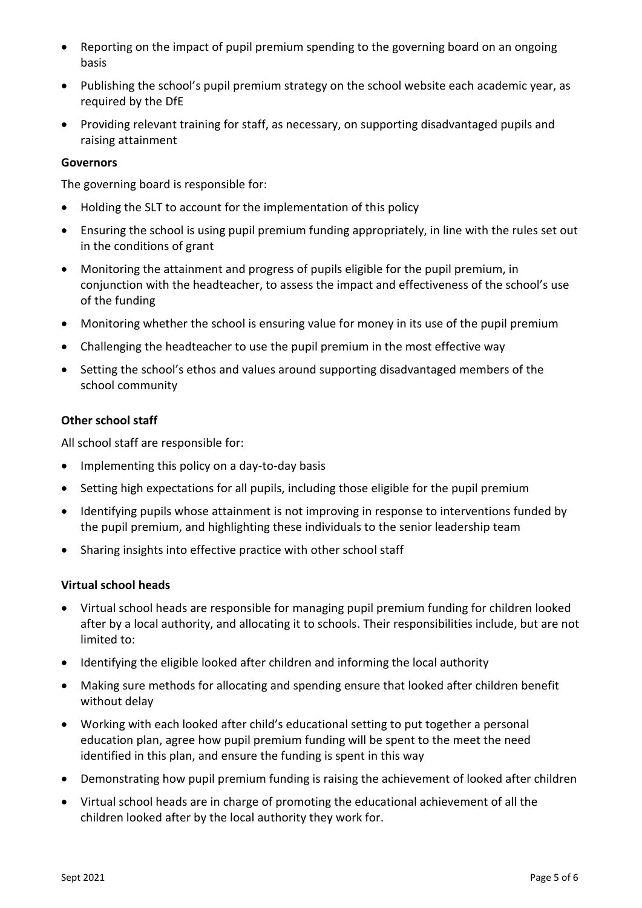- Reporting on the impact of pupil premium spending to the governing board on an ongoing basis
- Publishing the school's pupil premium strategy on the school website each academic year, as required by the DfE
- Providing relevant training for staff, as necessary, on supporting disadvantaged pupils and raising attainment

**Governors**

The governing board is responsible for:

- Holding the SLT to account for the implementation of this policy
- Ensuring the school is using pupil premium funding appropriately, in line with the rules set out in the conditions of grant
- Monitoring the attainment and progress of pupils eligible for the pupil premium, in conjunction with the headteacher, to assess the impact and effectiveness of the school's use of the funding
- Monitoring whether the school is ensuring value for money in its use of the pupil premium
- Challenging the headteacher to use the pupil premium in the most effective way
- Setting the school's ethos and values around supporting disadvantaged members of the school community

**Other school staff**

All school staff are responsible for:

- Implementing this policy on a day-to-day basis
- Setting high expectations for all pupils, including those eligible for the pupil premium
- Identifying pupils whose attainment is not improving in response to interventions funded by the pupil premium, and highlighting these individuals to the senior leadership team
- Sharing insights into effective practice with other school staff

**Virtual school heads**

- Virtual school heads are responsible for managing pupil premium funding for children looked after by a local authority, and allocating it to schools. Their responsibilities include, but are not limited to:
- Identifying the eligible looked after children and informing the local authority
- Making sure methods for allocating and spending ensure that looked after children benefit without delay
- Working with each looked after child's educational setting to put together a personal education plan, agree how pupil premium funding will be spent to the meet the need identified in this plan, and ensure the funding is spent in this way
- Demonstrating how pupil premium funding is raising the achievement of looked after children
- Virtual school heads are in charge of promoting the educational achievement of all the children looked after by the local authority they work for.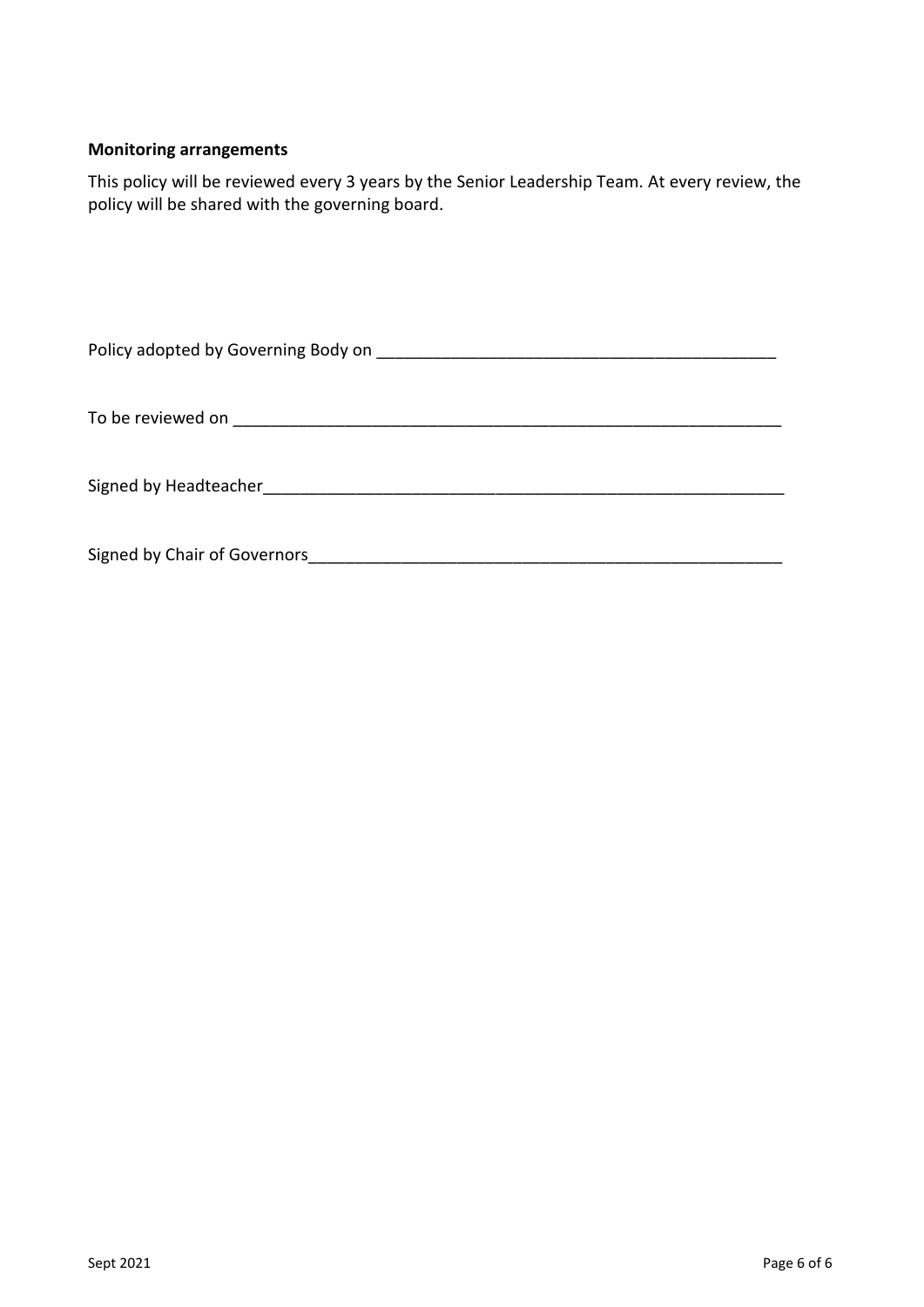**Monitoring arrangements**

This policy will be reviewed every 3 years by the Senior Leadership Team. At every review, the policy will be shared with the governing board.

Policy adopted by Governing Body on ____________________________________________

To be reviewed on ____________________________________________________________

Signed by Headteacher__________________________________________________________

Signed by Chair of Governors____________________________________________________